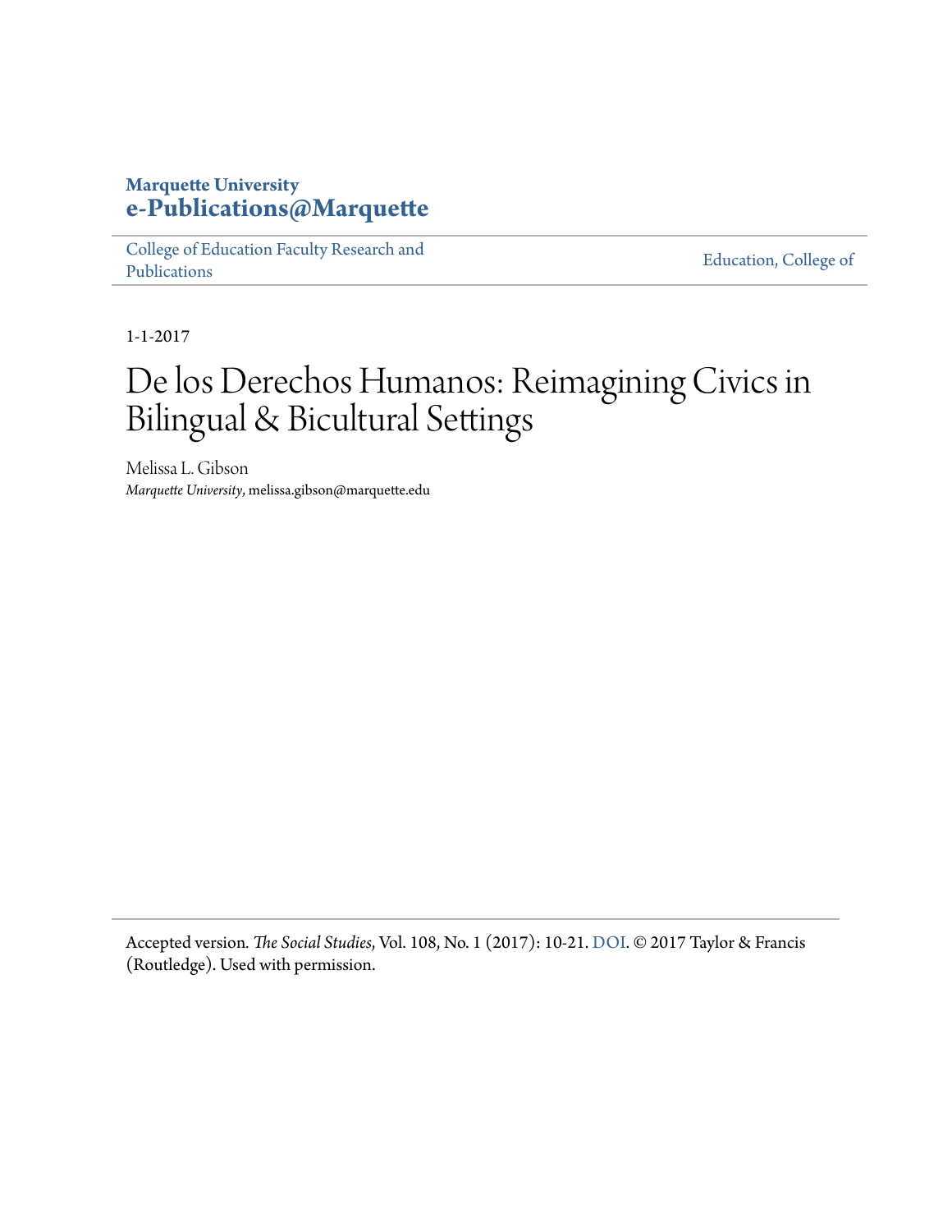Marquette University
**e-Publications@Marquette**

College of Education Faculty Research and Publications | Education, College of

1-1-2017

# De los Derechos Humanos: Reimagining Civics in Bilingual & Bicultural Settings

Melissa L. Gibson
*Marquette University*, melissa.gibson@marquette.edu

Accepted version. *The Social Studies*, Vol. 108, No. 1 (2017): 10-21. DOI. © 2017 Taylor & Francis (Routledge). Used with permission.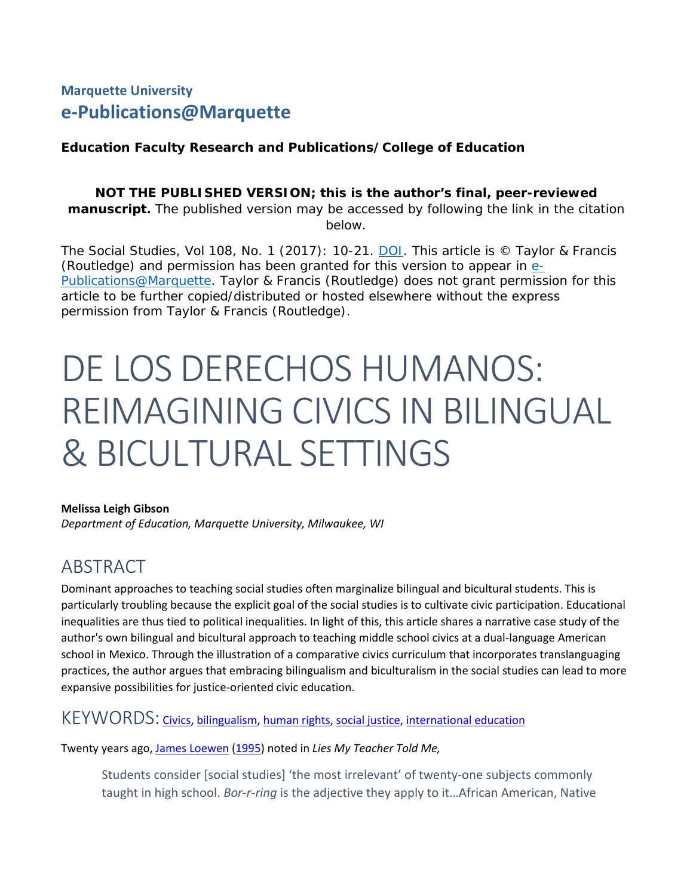**Marquette University**

# e-Publications@Marquette

**Education Faculty Research and Publications/ College of Education**

**NOT THE PUBLISHED VERSION; this is the author's final, peer-reviewed manuscript.** The published version may be accessed by following the link in the citation below.

The Social Studies, Vol 108, No. 1 (2017): 10-21. DOI. This article is © Taylor & Francis (Routledge) and permission has been granted for this version to appear in e-Publications@Marquette. Taylor & Francis (Routledge) does not grant permission for this article to be further copied/distributed or hosted elsewhere without the express permission from Taylor & Francis (Routledge).

# DE LOS DERECHOS HUMANOS: REIMAGINING CIVICS IN BILINGUAL & BICULTURAL SETTINGS

**Melissa Leigh Gibson**
*Department of Education, Marquette University, Milwaukee, WI*

## ABSTRACT

Dominant approaches to teaching social studies often marginalize bilingual and bicultural students. This is particularly troubling because the explicit goal of the social studies is to cultivate civic participation. Educational inequalities are thus tied to political inequalities. In light of this, this article shares a narrative case study of the author's own bilingual and bicultural approach to teaching middle school civics at a dual-language American school in Mexico. Through the illustration of a comparative civics curriculum that incorporates translanguaging practices, the author argues that embracing bilingualism and biculturalism in the social studies can lead to more expansive possibilities for justice-oriented civic education.

## KEYWORDS: Civics, bilingualism, human rights, social justice, international education

Twenty years ago, James Loewen (1995) noted in *Lies My Teacher Told Me,*

> Students consider [social studies] 'the most irrelevant' of twenty-one subjects commonly taught in high school. *Bor-r-ring* is the adjective they apply to it…African American, Native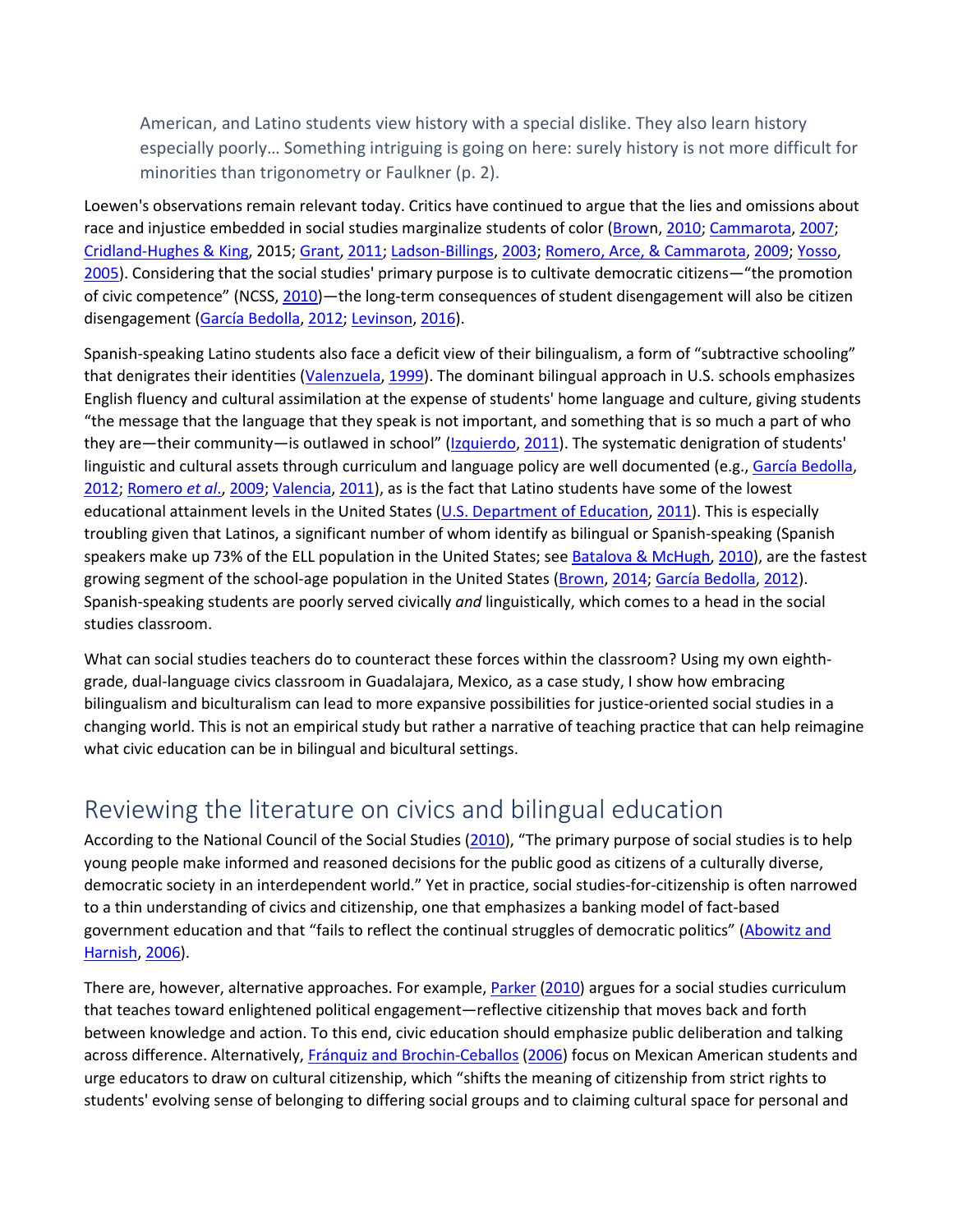> American, and Latino students view history with a special dislike. They also learn history especially poorly… Something intriguing is going on here: surely history is not more difficult for minorities than trigonometry or Faulkner (p. 2).

Loewen's observations remain relevant today. Critics have continued to argue that the lies and omissions about race and injustice embedded in social studies marginalize students of color (Brown, 2010; Cammarota, 2007; Cridland-Hughes & King, 2015; Grant, 2011; Ladson-Billings, 2003; Romero, Arce, & Cammarota, 2009; Yosso, 2005). Considering that the social studies' primary purpose is to cultivate democratic citizens—"the promotion of civic competence" (NCSS, 2010)—the long-term consequences of student disengagement will also be citizen disengagement (García Bedolla, 2012; Levinson, 2016).

Spanish-speaking Latino students also face a deficit view of their bilingualism, a form of "subtractive schooling" that denigrates their identities (Valenzuela, 1999). The dominant bilingual approach in U.S. schools emphasizes English fluency and cultural assimilation at the expense of students' home language and culture, giving students "the message that the language that they speak is not important, and something that is so much a part of who they are—their community—is outlawed in school" (Izquierdo, 2011). The systematic denigration of students' linguistic and cultural assets through curriculum and language policy are well documented (e.g., García Bedolla, 2012; Romero *et al*., 2009; Valencia, 2011), as is the fact that Latino students have some of the lowest educational attainment levels in the United States (U.S. Department of Education, 2011). This is especially troubling given that Latinos, a significant number of whom identify as bilingual or Spanish-speaking (Spanish speakers make up 73% of the ELL population in the United States; see Batalova & McHugh, 2010), are the fastest growing segment of the school-age population in the United States (Brown, 2014; García Bedolla, 2012). Spanish-speaking students are poorly served civically *and* linguistically, which comes to a head in the social studies classroom.

What can social studies teachers do to counteract these forces within the classroom? Using my own eighth-grade, dual-language civics classroom in Guadalajara, Mexico, as a case study, I show how embracing bilingualism and biculturalism can lead to more expansive possibilities for justice-oriented social studies in a changing world. This is not an empirical study but rather a narrative of teaching practice that can help reimagine what civic education can be in bilingual and bicultural settings.

## Reviewing the literature on civics and bilingual education

According to the National Council of the Social Studies (2010), "The primary purpose of social studies is to help young people make informed and reasoned decisions for the public good as citizens of a culturally diverse, democratic society in an interdependent world." Yet in practice, social studies-for-citizenship is often narrowed to a thin understanding of civics and citizenship, one that emphasizes a banking model of fact-based government education and that "fails to reflect the continual struggles of democratic politics" (Abowitz and Harnish, 2006).

There are, however, alternative approaches. For example, Parker (2010) argues for a social studies curriculum that teaches toward enlightened political engagement—reflective citizenship that moves back and forth between knowledge and action. To this end, civic education should emphasize public deliberation and talking across difference. Alternatively, Fránquiz and Brochin-Ceballos (2006) focus on Mexican American students and urge educators to draw on cultural citizenship, which "shifts the meaning of citizenship from strict rights to students' evolving sense of belonging to differing social groups and to claiming cultural space for personal and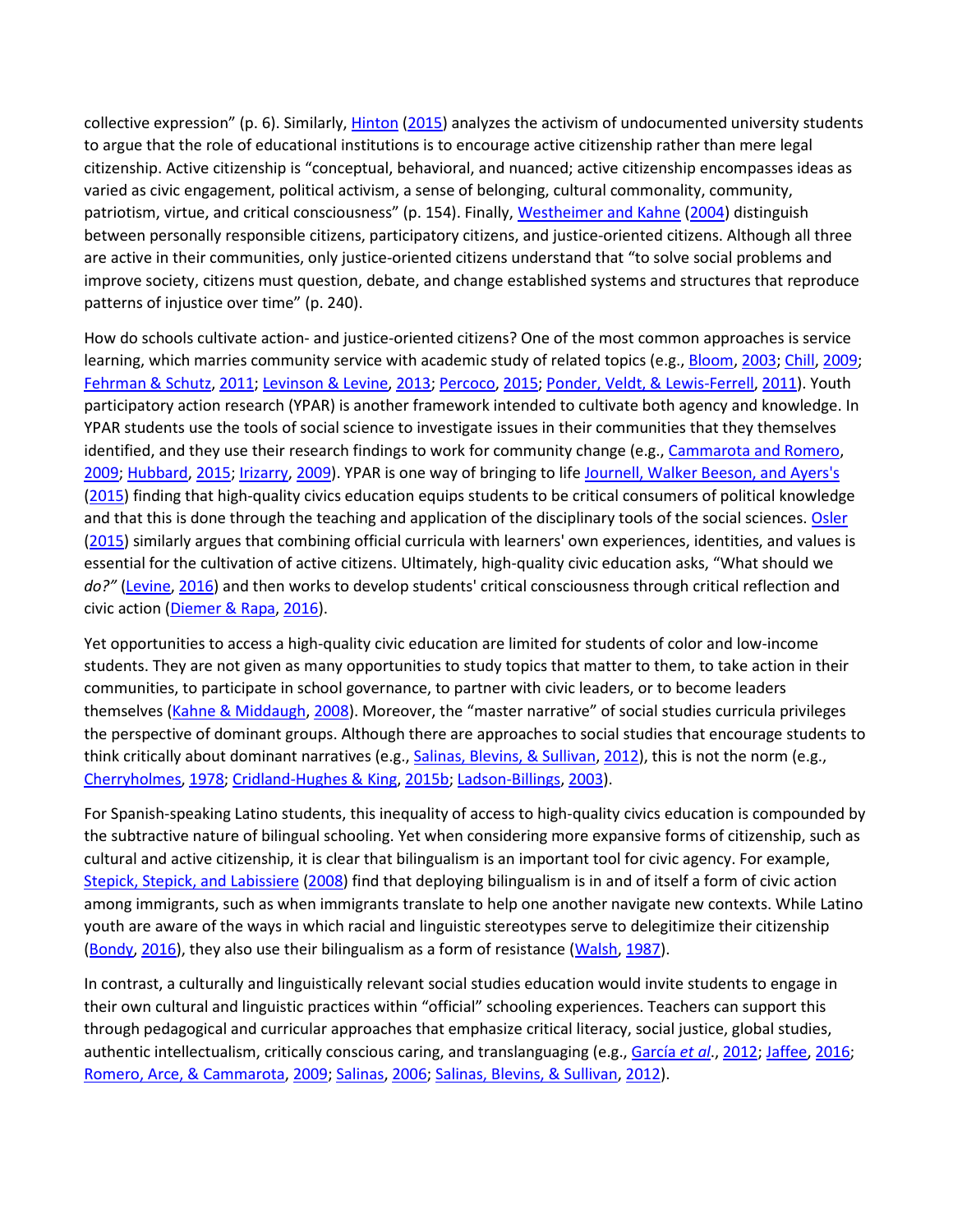collective expression" (p. 6). Similarly, Hinton (2015) analyzes the activism of undocumented university students to argue that the role of educational institutions is to encourage active citizenship rather than mere legal citizenship. Active citizenship is "conceptual, behavioral, and nuanced; active citizenship encompasses ideas as varied as civic engagement, political activism, a sense of belonging, cultural commonality, community, patriotism, virtue, and critical consciousness" (p. 154). Finally, Westheimer and Kahne (2004) distinguish between personally responsible citizens, participatory citizens, and justice-oriented citizens. Although all three are active in their communities, only justice-oriented citizens understand that "to solve social problems and improve society, citizens must question, debate, and change established systems and structures that reproduce patterns of injustice over time" (p. 240).

How do schools cultivate action- and justice-oriented citizens? One of the most common approaches is service learning, which marries community service with academic study of related topics (e.g., Bloom, 2003; Chill, 2009; Fehrman & Schutz, 2011; Levinson & Levine, 2013; Percoco, 2015; Ponder, Veldt, & Lewis-Ferrell, 2011). Youth participatory action research (YPAR) is another framework intended to cultivate both agency and knowledge. In YPAR students use the tools of social science to investigate issues in their communities that they themselves identified, and they use their research findings to work for community change (e.g., Cammarota and Romero, 2009; Hubbard, 2015; Irizarry, 2009). YPAR is one way of bringing to life Journell, Walker Beeson, and Ayers's (2015) finding that high-quality civics education equips students to be critical consumers of political knowledge and that this is done through the teaching and application of the disciplinary tools of the social sciences. Osler (2015) similarly argues that combining official curricula with learners' own experiences, identities, and values is essential for the cultivation of active citizens. Ultimately, high-quality civic education asks, "What should we *do?"* (Levine, 2016) and then works to develop students' critical consciousness through critical reflection and civic action (Diemer & Rapa, 2016).

Yet opportunities to access a high-quality civic education are limited for students of color and low-income students. They are not given as many opportunities to study topics that matter to them, to take action in their communities, to participate in school governance, to partner with civic leaders, or to become leaders themselves (Kahne & Middaugh, 2008). Moreover, the "master narrative" of social studies curricula privileges the perspective of dominant groups. Although there are approaches to social studies that encourage students to think critically about dominant narratives (e.g., Salinas, Blevins, & Sullivan, 2012), this is not the norm (e.g., Cherryholmes, 1978; Cridland-Hughes & King, 2015b; Ladson-Billings, 2003).

For Spanish-speaking Latino students, this inequality of access to high-quality civics education is compounded by the subtractive nature of bilingual schooling. Yet when considering more expansive forms of citizenship, such as cultural and active citizenship, it is clear that bilingualism is an important tool for civic agency. For example, Stepick, Stepick, and Labissiere (2008) find that deploying bilingualism is in and of itself a form of civic action among immigrants, such as when immigrants translate to help one another navigate new contexts. While Latino youth are aware of the ways in which racial and linguistic stereotypes serve to delegitimize their citizenship (Bondy, 2016), they also use their bilingualism as a form of resistance (Walsh, 1987).

In contrast, a culturally and linguistically relevant social studies education would invite students to engage in their own cultural and linguistic practices within "official" schooling experiences. Teachers can support this through pedagogical and curricular approaches that emphasize critical literacy, social justice, global studies, authentic intellectualism, critically conscious caring, and translanguaging (e.g., García *et al*., 2012; Jaffee, 2016; Romero, Arce, & Cammarota, 2009; Salinas, 2006; Salinas, Blevins, & Sullivan, 2012).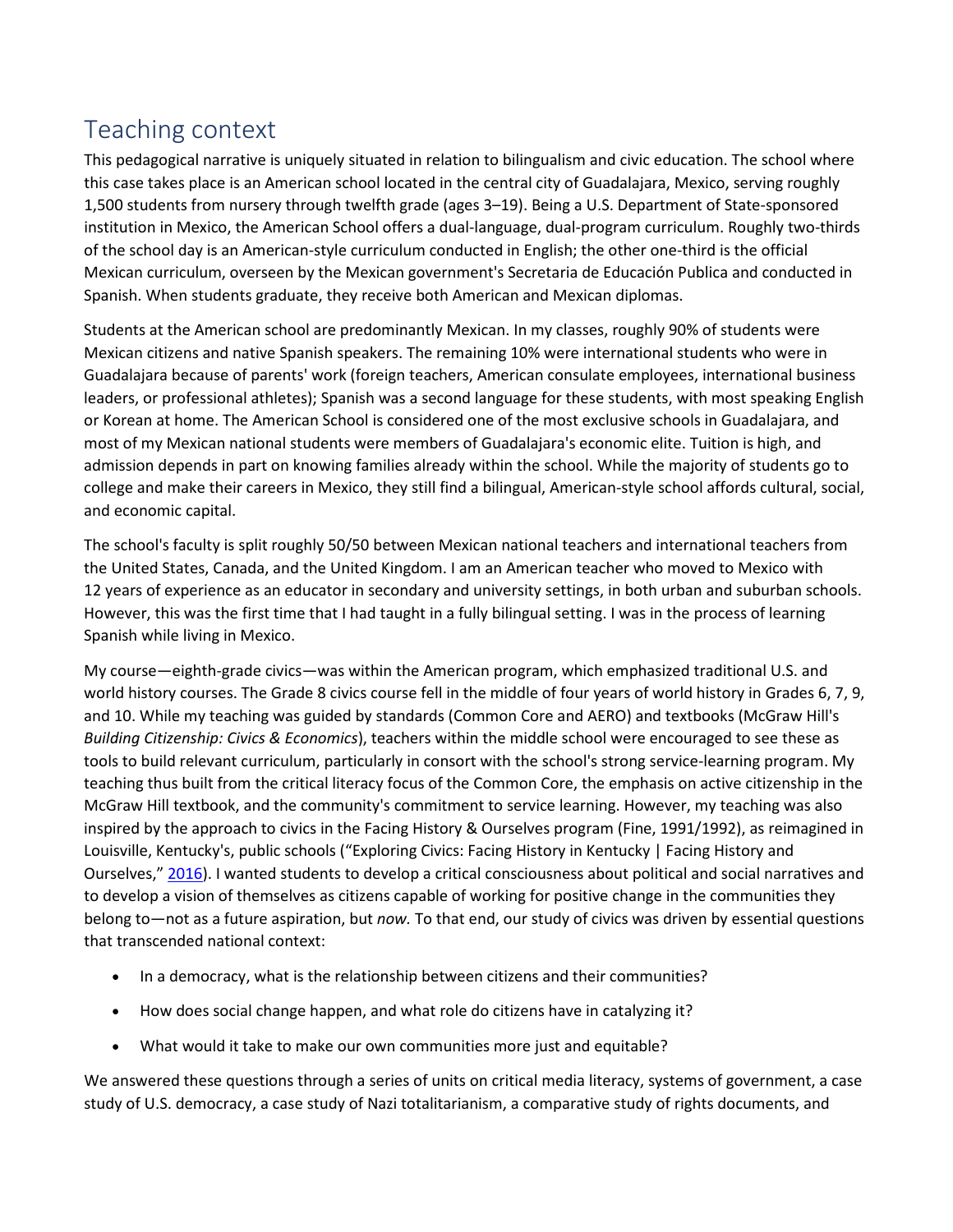## Teaching context

This pedagogical narrative is uniquely situated in relation to bilingualism and civic education. The school where this case takes place is an American school located in the central city of Guadalajara, Mexico, serving roughly 1,500 students from nursery through twelfth grade (ages 3–19). Being a U.S. Department of State-sponsored institution in Mexico, the American School offers a dual-language, dual-program curriculum. Roughly two-thirds of the school day is an American-style curriculum conducted in English; the other one-third is the official Mexican curriculum, overseen by the Mexican government's Secretaria de Educación Publica and conducted in Spanish. When students graduate, they receive both American and Mexican diplomas.

Students at the American school are predominantly Mexican. In my classes, roughly 90% of students were Mexican citizens and native Spanish speakers. The remaining 10% were international students who were in Guadalajara because of parents' work (foreign teachers, American consulate employees, international business leaders, or professional athletes); Spanish was a second language for these students, with most speaking English or Korean at home. The American School is considered one of the most exclusive schools in Guadalajara, and most of my Mexican national students were members of Guadalajara's economic elite. Tuition is high, and admission depends in part on knowing families already within the school. While the majority of students go to college and make their careers in Mexico, they still find a bilingual, American-style school affords cultural, social, and economic capital.

The school's faculty is split roughly 50/50 between Mexican national teachers and international teachers from the United States, Canada, and the United Kingdom. I am an American teacher who moved to Mexico with 12 years of experience as an educator in secondary and university settings, in both urban and suburban schools. However, this was the first time that I had taught in a fully bilingual setting. I was in the process of learning Spanish while living in Mexico.

My course—eighth-grade civics—was within the American program, which emphasized traditional U.S. and world history courses. The Grade 8 civics course fell in the middle of four years of world history in Grades 6, 7, 9, and 10. While my teaching was guided by standards (Common Core and AERO) and textbooks (McGraw Hill's *Building Citizenship: Civics & Economics*), teachers within the middle school were encouraged to see these as tools to build relevant curriculum, particularly in consort with the school's strong service-learning program. My teaching thus built from the critical literacy focus of the Common Core, the emphasis on active citizenship in the McGraw Hill textbook, and the community's commitment to service learning. However, my teaching was also inspired by the approach to civics in the Facing History & Ourselves program (Fine, 1991/1992), as reimagined in Louisville, Kentucky's, public schools ("Exploring Civics: Facing History in Kentucky | Facing History and Ourselves," 2016). I wanted students to develop a critical consciousness about political and social narratives and to develop a vision of themselves as citizens capable of working for positive change in the communities they belong to—not as a future aspiration, but *now*. To that end, our study of civics was driven by essential questions that transcended national context:

- In a democracy, what is the relationship between citizens and their communities?
- How does social change happen, and what role do citizens have in catalyzing it?
- What would it take to make our own communities more just and equitable?

We answered these questions through a series of units on critical media literacy, systems of government, a case study of U.S. democracy, a case study of Nazi totalitarianism, a comparative study of rights documents, and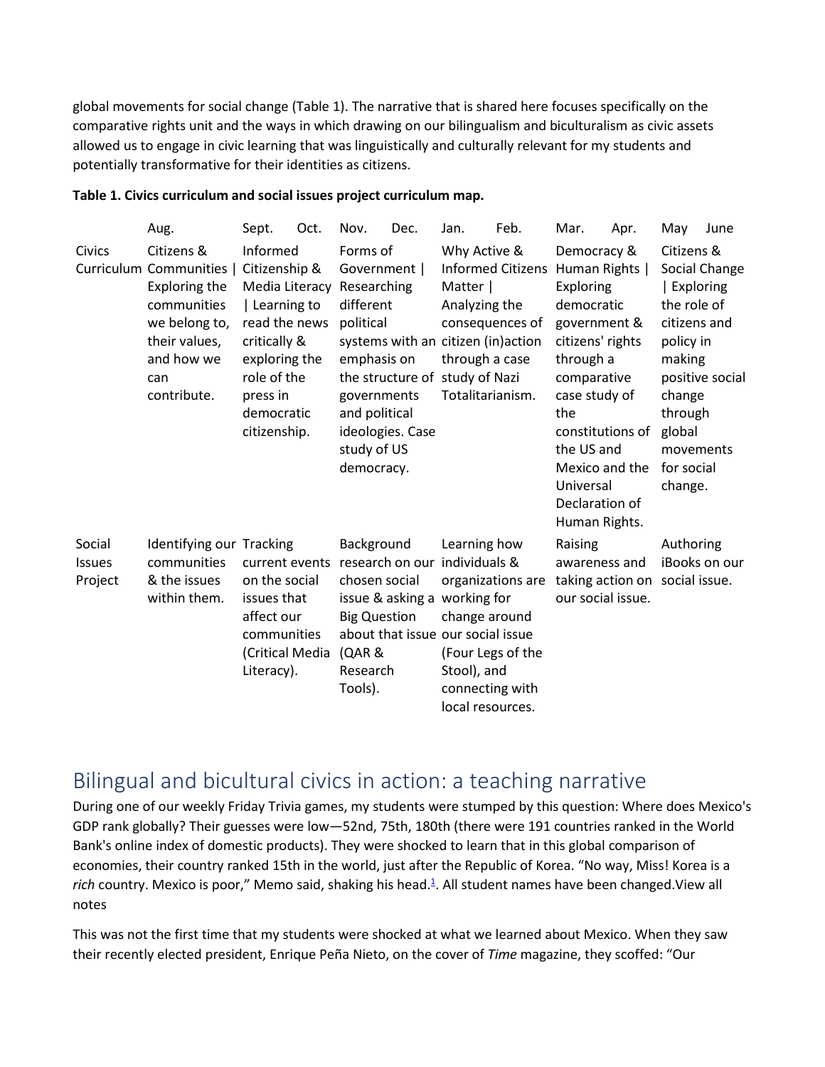global movements for social change (Table 1). The narrative that is shared here focuses specifically on the comparative rights unit and the ways in which drawing on our bilingualism and biculturalism as civic assets allowed us to engage in civic learning that was linguistically and culturally relevant for my students and potentially transformative for their identities as citizens.

**Table 1. Civics curriculum and social issues project curriculum map.**

| | Aug. | Sept. Oct. | Nov. Dec. | Jan. Feb. | Mar. Apr. | May June |
|---|---|---|---|---|---|---|
| Civics Curriculum | Citizens & Communities \| Exploring the communities we belong to, their values, and how we can contribute. | Informed Citizenship & Media Literacy \| Learning to read the news critically & exploring the role of the press in democratic citizenship. | Forms of Government \| Researching different political systems with an emphasis on the structure of governments and political ideologies. Case study of US democracy. | Why Active & Informed Citizens Matter \| Analyzing the consequences of citizen (in)action through a case study of Nazi Totalitarianism. | Democracy & Human Rights \| Exploring democratic government & citizens' rights through a comparative case study of the constitutions of the US and Mexico and the Universal Declaration of Human Rights. | Citizens & Social Change \| Exploring the role of citizens and policy in making positive social change through global movements for social change. |
| Social Issues Project | Identifying our communities & the issues within them. | Tracking current events on the social issues that affect our communities (Critical Media Literacy). | Background research on our chosen social issue & asking a Big Question about that issue (QAR & Research Tools). | Learning how individuals & organizations are working for change around our social issue (Four Legs of the Stool), and connecting with local resources. | Raising awareness and taking action on our social issue. | Authoring iBooks on our social issue. |

## Bilingual and bicultural civics in action: a teaching narrative

During one of our weekly Friday Trivia games, my students were stumped by this question: Where does Mexico's GDP rank globally? Their guesses were low—52nd, 75th, 180th (there were 191 countries ranked in the World Bank's online index of domestic products). They were shocked to learn that in this global comparison of economies, their country ranked 15th in the world, just after the Republic of Korea. "No way, Miss! Korea is a *rich* country. Mexico is poor," Memo said, shaking his head.[1]. All student names have been changed.View all notes

This was not the first time that my students were shocked at what we learned about Mexico. When they saw their recently elected president, Enrique Peña Nieto, on the cover of *Time* magazine, they scoffed: "Our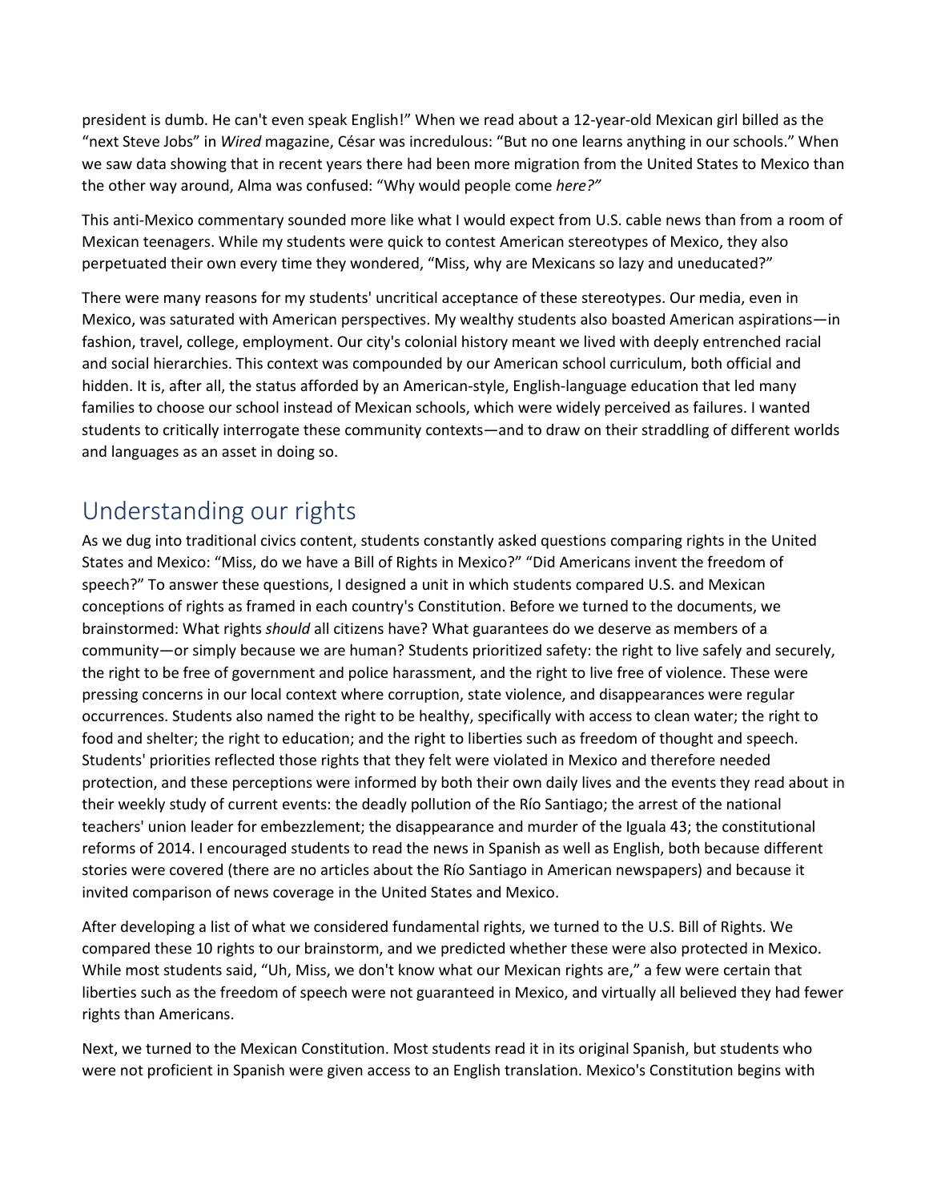president is dumb. He can't even speak English!" When we read about a 12-year-old Mexican girl billed as the "next Steve Jobs" in *Wired* magazine, César was incredulous: "But no one learns anything in our schools." When we saw data showing that in recent years there had been more migration from the United States to Mexico than the other way around, Alma was confused: "Why would people come *here?"*

This anti-Mexico commentary sounded more like what I would expect from U.S. cable news than from a room of Mexican teenagers. While my students were quick to contest American stereotypes of Mexico, they also perpetuated their own every time they wondered, "Miss, why are Mexicans so lazy and uneducated?"

There were many reasons for my students' uncritical acceptance of these stereotypes. Our media, even in Mexico, was saturated with American perspectives. My wealthy students also boasted American aspirations—in fashion, travel, college, employment. Our city's colonial history meant we lived with deeply entrenched racial and social hierarchies. This context was compounded by our American school curriculum, both official and hidden. It is, after all, the status afforded by an American-style, English-language education that led many families to choose our school instead of Mexican schools, which were widely perceived as failures. I wanted students to critically interrogate these community contexts—and to draw on their straddling of different worlds and languages as an asset in doing so.

## Understanding our rights

As we dug into traditional civics content, students constantly asked questions comparing rights in the United States and Mexico: "Miss, do we have a Bill of Rights in Mexico?" "Did Americans invent the freedom of speech?" To answer these questions, I designed a unit in which students compared U.S. and Mexican conceptions of rights as framed in each country's Constitution. Before we turned to the documents, we brainstormed: What rights *should* all citizens have? What guarantees do we deserve as members of a community—or simply because we are human? Students prioritized safety: the right to live safely and securely, the right to be free of government and police harassment, and the right to live free of violence. These were pressing concerns in our local context where corruption, state violence, and disappearances were regular occurrences. Students also named the right to be healthy, specifically with access to clean water; the right to food and shelter; the right to education; and the right to liberties such as freedom of thought and speech. Students' priorities reflected those rights that they felt were violated in Mexico and therefore needed protection, and these perceptions were informed by both their own daily lives and the events they read about in their weekly study of current events: the deadly pollution of the Río Santiago; the arrest of the national teachers' union leader for embezzlement; the disappearance and murder of the Iguala 43; the constitutional reforms of 2014. I encouraged students to read the news in Spanish as well as English, both because different stories were covered (there are no articles about the Río Santiago in American newspapers) and because it invited comparison of news coverage in the United States and Mexico.

After developing a list of what we considered fundamental rights, we turned to the U.S. Bill of Rights. We compared these 10 rights to our brainstorm, and we predicted whether these were also protected in Mexico. While most students said, "Uh, Miss, we don't know what our Mexican rights are," a few were certain that liberties such as the freedom of speech were not guaranteed in Mexico, and virtually all believed they had fewer rights than Americans.

Next, we turned to the Mexican Constitution. Most students read it in its original Spanish, but students who were not proficient in Spanish were given access to an English translation. Mexico's Constitution begins with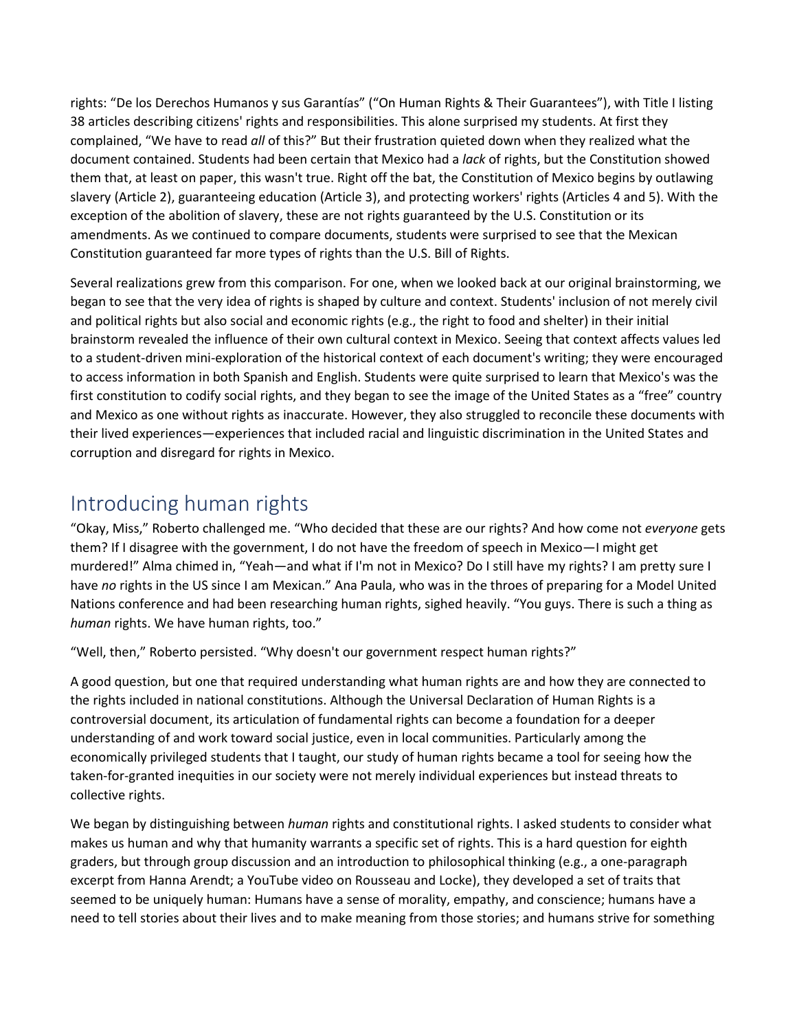rights: "De los Derechos Humanos y sus Garantías" ("On Human Rights & Their Guarantees"), with Title I listing 38 articles describing citizens' rights and responsibilities. This alone surprised my students. At first they complained, "We have to read *all* of this?" But their frustration quieted down when they realized what the document contained. Students had been certain that Mexico had a *lack* of rights, but the Constitution showed them that, at least on paper, this wasn't true. Right off the bat, the Constitution of Mexico begins by outlawing slavery (Article 2), guaranteeing education (Article 3), and protecting workers' rights (Articles 4 and 5). With the exception of the abolition of slavery, these are not rights guaranteed by the U.S. Constitution or its amendments. As we continued to compare documents, students were surprised to see that the Mexican Constitution guaranteed far more types of rights than the U.S. Bill of Rights.

Several realizations grew from this comparison. For one, when we looked back at our original brainstorming, we began to see that the very idea of rights is shaped by culture and context. Students' inclusion of not merely civil and political rights but also social and economic rights (e.g., the right to food and shelter) in their initial brainstorm revealed the influence of their own cultural context in Mexico. Seeing that context affects values led to a student-driven mini-exploration of the historical context of each document's writing; they were encouraged to access information in both Spanish and English. Students were quite surprised to learn that Mexico's was the first constitution to codify social rights, and they began to see the image of the United States as a "free" country and Mexico as one without rights as inaccurate. However, they also struggled to reconcile these documents with their lived experiences—experiences that included racial and linguistic discrimination in the United States and corruption and disregard for rights in Mexico.

## Introducing human rights

"Okay, Miss," Roberto challenged me. "Who decided that these are our rights? And how come not *everyone* gets them? If I disagree with the government, I do not have the freedom of speech in Mexico—I might get murdered!" Alma chimed in, "Yeah—and what if I'm not in Mexico? Do I still have my rights? I am pretty sure I have *no* rights in the US since I am Mexican." Ana Paula, who was in the throes of preparing for a Model United Nations conference and had been researching human rights, sighed heavily. "You guys. There is such a thing as *human* rights. We have human rights, too."

"Well, then," Roberto persisted. "Why doesn't our government respect human rights?"

A good question, but one that required understanding what human rights are and how they are connected to the rights included in national constitutions. Although the Universal Declaration of Human Rights is a controversial document, its articulation of fundamental rights can become a foundation for a deeper understanding of and work toward social justice, even in local communities. Particularly among the economically privileged students that I taught, our study of human rights became a tool for seeing how the taken-for-granted inequities in our society were not merely individual experiences but instead threats to collective rights.

We began by distinguishing between *human* rights and constitutional rights. I asked students to consider what makes us human and why that humanity warrants a specific set of rights. This is a hard question for eighth graders, but through group discussion and an introduction to philosophical thinking (e.g., a one-paragraph excerpt from Hanna Arendt; a YouTube video on Rousseau and Locke), they developed a set of traits that seemed to be uniquely human: Humans have a sense of morality, empathy, and conscience; humans have a need to tell stories about their lives and to make meaning from those stories; and humans strive for something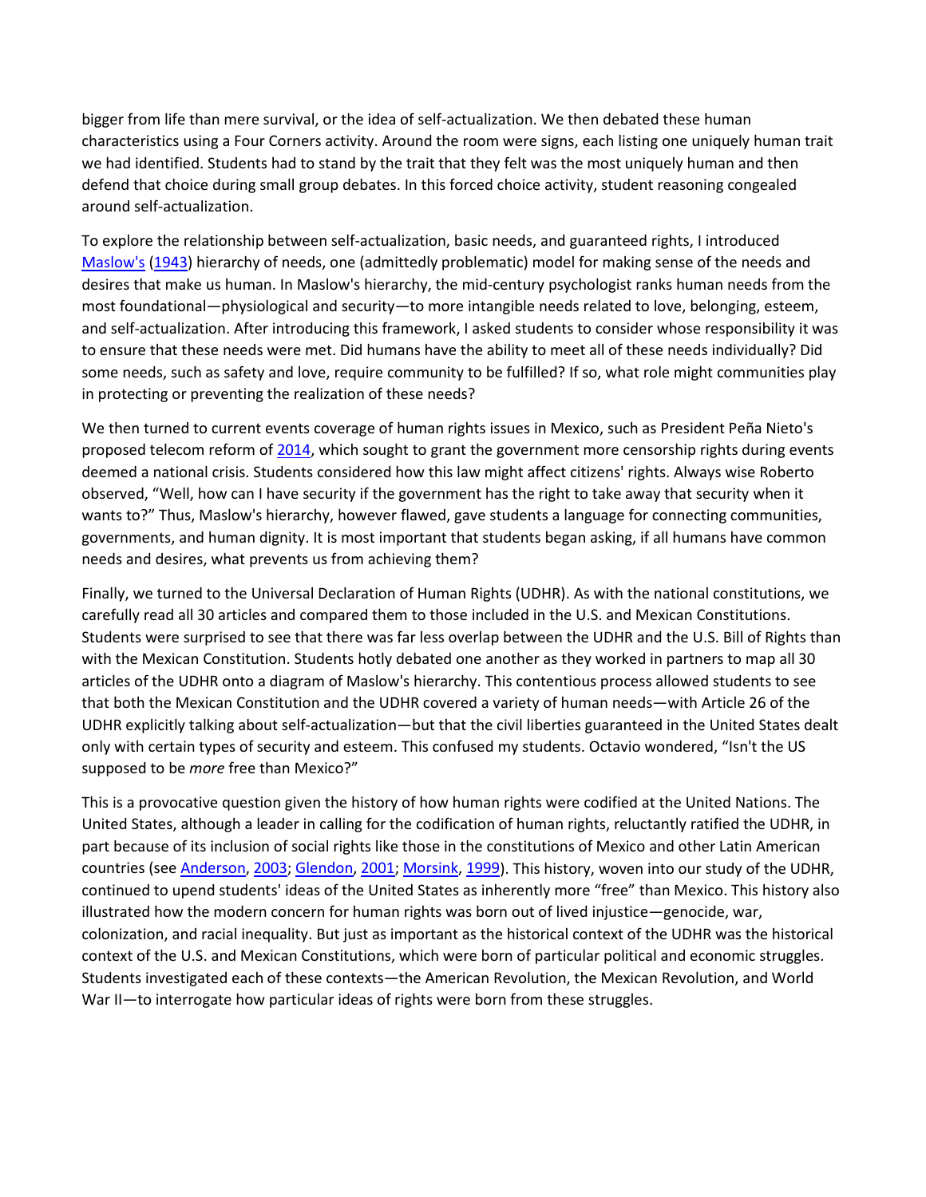bigger from life than mere survival, or the idea of self-actualization. We then debated these human characteristics using a Four Corners activity. Around the room were signs, each listing one uniquely human trait we had identified. Students had to stand by the trait that they felt was the most uniquely human and then defend that choice during small group debates. In this forced choice activity, student reasoning congealed around self-actualization.

To explore the relationship between self-actualization, basic needs, and guaranteed rights, I introduced Maslow's (1943) hierarchy of needs, one (admittedly problematic) model for making sense of the needs and desires that make us human. In Maslow's hierarchy, the mid-century psychologist ranks human needs from the most foundational—physiological and security—to more intangible needs related to love, belonging, esteem, and self-actualization. After introducing this framework, I asked students to consider whose responsibility it was to ensure that these needs were met. Did humans have the ability to meet all of these needs individually? Did some needs, such as safety and love, require community to be fulfilled? If so, what role might communities play in protecting or preventing the realization of these needs?

We then turned to current events coverage of human rights issues in Mexico, such as President Peña Nieto's proposed telecom reform of 2014, which sought to grant the government more censorship rights during events deemed a national crisis. Students considered how this law might affect citizens' rights. Always wise Roberto observed, "Well, how can I have security if the government has the right to take away that security when it wants to?" Thus, Maslow's hierarchy, however flawed, gave students a language for connecting communities, governments, and human dignity. It is most important that students began asking, if all humans have common needs and desires, what prevents us from achieving them?

Finally, we turned to the Universal Declaration of Human Rights (UDHR). As with the national constitutions, we carefully read all 30 articles and compared them to those included in the U.S. and Mexican Constitutions. Students were surprised to see that there was far less overlap between the UDHR and the U.S. Bill of Rights than with the Mexican Constitution. Students hotly debated one another as they worked in partners to map all 30 articles of the UDHR onto a diagram of Maslow's hierarchy. This contentious process allowed students to see that both the Mexican Constitution and the UDHR covered a variety of human needs—with Article 26 of the UDHR explicitly talking about self-actualization—but that the civil liberties guaranteed in the United States dealt only with certain types of security and esteem. This confused my students. Octavio wondered, "Isn't the US supposed to be *more* free than Mexico?"

This is a provocative question given the history of how human rights were codified at the United Nations. The United States, although a leader in calling for the codification of human rights, reluctantly ratified the UDHR, in part because of its inclusion of social rights like those in the constitutions of Mexico and other Latin American countries (see Anderson, 2003; Glendon, 2001; Morsink, 1999). This history, woven into our study of the UDHR, continued to upend students' ideas of the United States as inherently more "free" than Mexico. This history also illustrated how the modern concern for human rights was born out of lived injustice—genocide, war, colonization, and racial inequality. But just as important as the historical context of the UDHR was the historical context of the U.S. and Mexican Constitutions, which were born of particular political and economic struggles. Students investigated each of these contexts—the American Revolution, the Mexican Revolution, and World War II—to interrogate how particular ideas of rights were born from these struggles.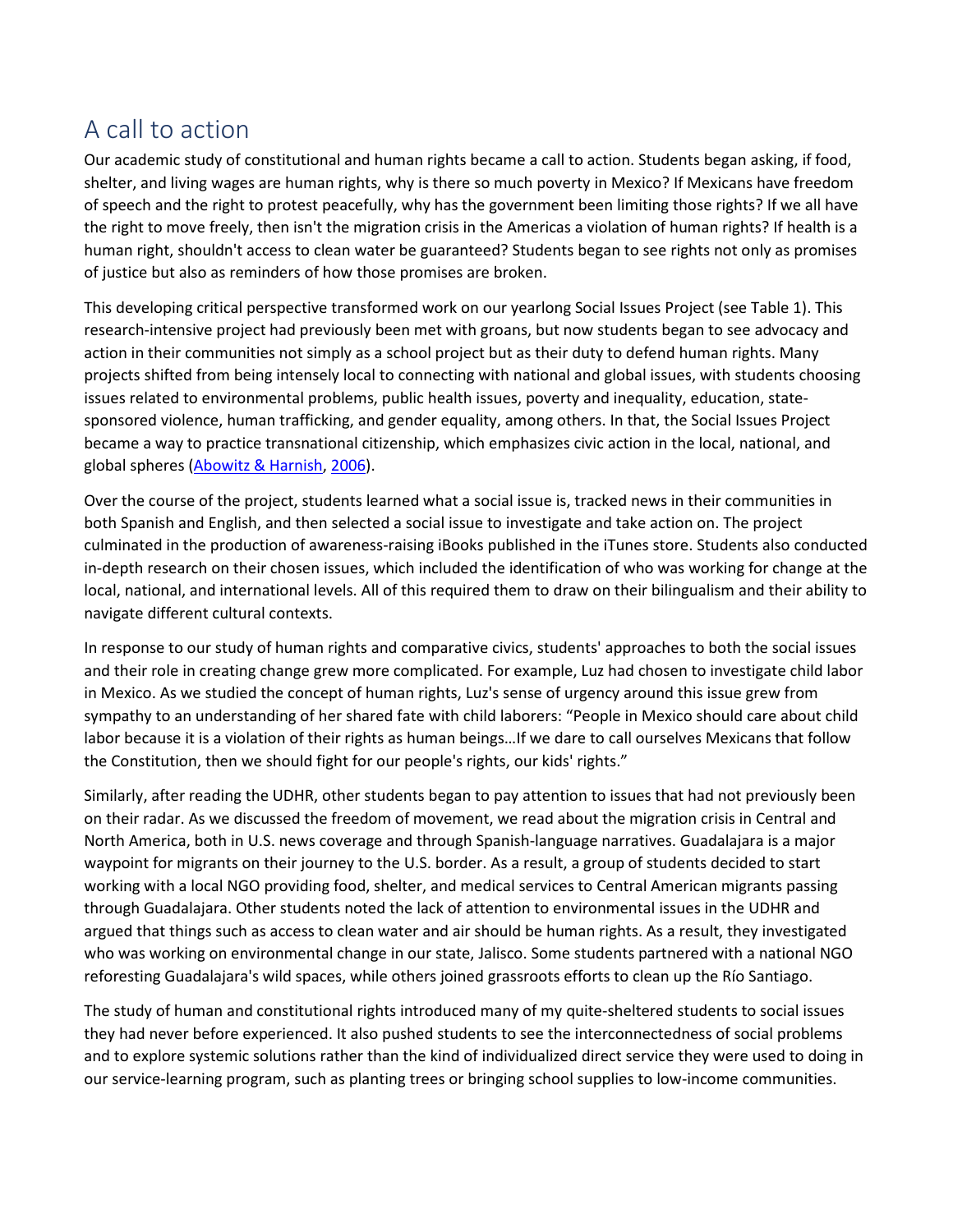## A call to action

Our academic study of constitutional and human rights became a call to action. Students began asking, if food, shelter, and living wages are human rights, why is there so much poverty in Mexico? If Mexicans have freedom of speech and the right to protest peacefully, why has the government been limiting those rights? If we all have the right to move freely, then isn't the migration crisis in the Americas a violation of human rights? If health is a human right, shouldn't access to clean water be guaranteed? Students began to see rights not only as promises of justice but also as reminders of how those promises are broken.

This developing critical perspective transformed work on our yearlong Social Issues Project (see Table 1). This research-intensive project had previously been met with groans, but now students began to see advocacy and action in their communities not simply as a school project but as their duty to defend human rights. Many projects shifted from being intensely local to connecting with national and global issues, with students choosing issues related to environmental problems, public health issues, poverty and inequality, education, state-sponsored violence, human trafficking, and gender equality, among others. In that, the Social Issues Project became a way to practice transnational citizenship, which emphasizes civic action in the local, national, and global spheres (Abowitz & Harnish, 2006).

Over the course of the project, students learned what a social issue is, tracked news in their communities in both Spanish and English, and then selected a social issue to investigate and take action on. The project culminated in the production of awareness-raising iBooks published in the iTunes store. Students also conducted in-depth research on their chosen issues, which included the identification of who was working for change at the local, national, and international levels. All of this required them to draw on their bilingualism and their ability to navigate different cultural contexts.

In response to our study of human rights and comparative civics, students' approaches to both the social issues and their role in creating change grew more complicated. For example, Luz had chosen to investigate child labor in Mexico. As we studied the concept of human rights, Luz's sense of urgency around this issue grew from sympathy to an understanding of her shared fate with child laborers: "People in Mexico should care about child labor because it is a violation of their rights as human beings…If we dare to call ourselves Mexicans that follow the Constitution, then we should fight for our people's rights, our kids' rights."

Similarly, after reading the UDHR, other students began to pay attention to issues that had not previously been on their radar. As we discussed the freedom of movement, we read about the migration crisis in Central and North America, both in U.S. news coverage and through Spanish-language narratives. Guadalajara is a major waypoint for migrants on their journey to the U.S. border. As a result, a group of students decided to start working with a local NGO providing food, shelter, and medical services to Central American migrants passing through Guadalajara. Other students noted the lack of attention to environmental issues in the UDHR and argued that things such as access to clean water and air should be human rights. As a result, they investigated who was working on environmental change in our state, Jalisco. Some students partnered with a national NGO reforesting Guadalajara's wild spaces, while others joined grassroots efforts to clean up the Río Santiago.

The study of human and constitutional rights introduced many of my quite-sheltered students to social issues they had never before experienced. It also pushed students to see the interconnectedness of social problems and to explore systemic solutions rather than the kind of individualized direct service they were used to doing in our service-learning program, such as planting trees or bringing school supplies to low-income communities.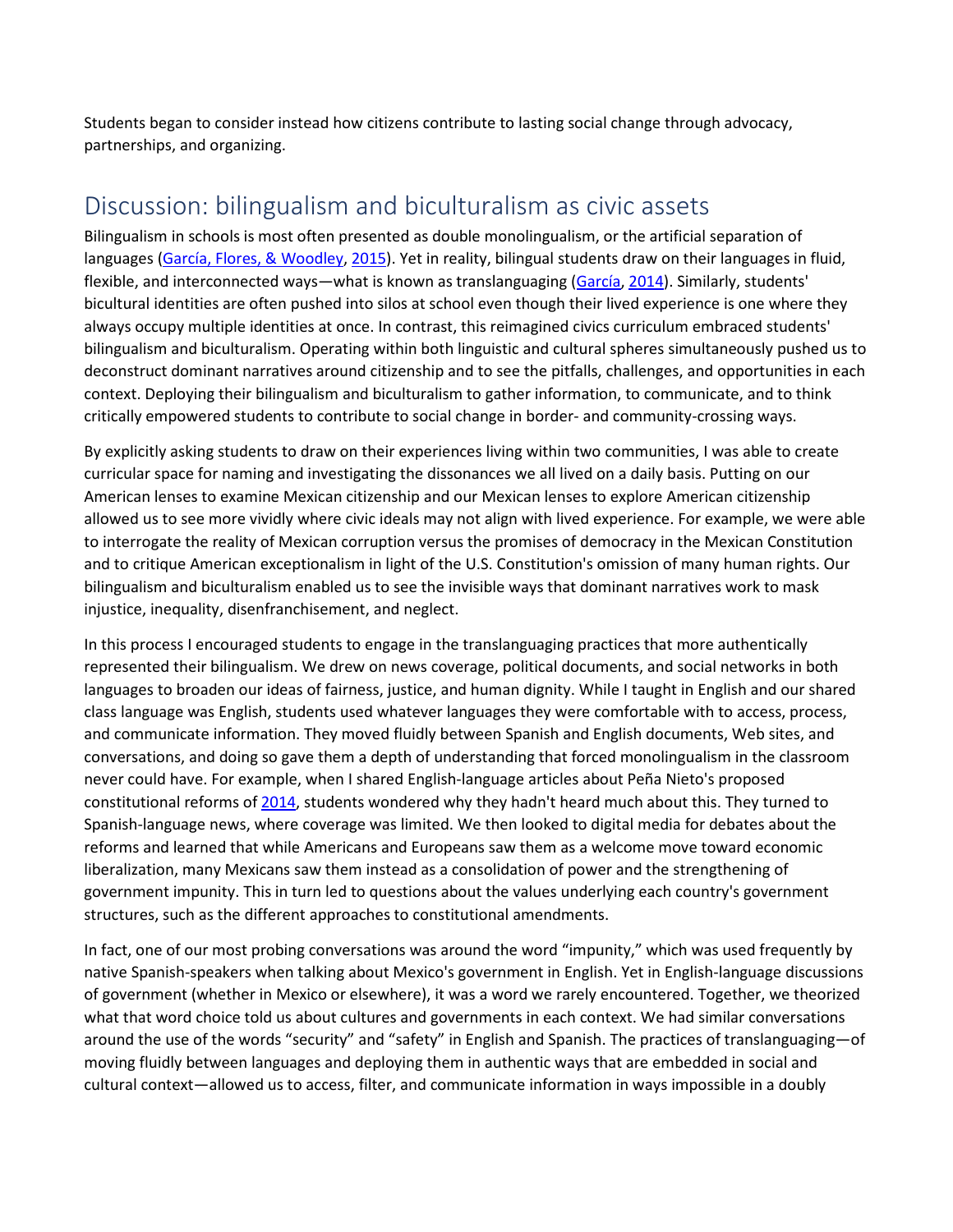Students began to consider instead how citizens contribute to lasting social change through advocacy, partnerships, and organizing.

## Discussion: bilingualism and biculturalism as civic assets

Bilingualism in schools is most often presented as double monolingualism, or the artificial separation of languages (García, Flores, & Woodley, 2015). Yet in reality, bilingual students draw on their languages in fluid, flexible, and interconnected ways—what is known as translanguaging (García, 2014). Similarly, students' bicultural identities are often pushed into silos at school even though their lived experience is one where they always occupy multiple identities at once. In contrast, this reimagined civics curriculum embraced students' bilingualism and biculturalism. Operating within both linguistic and cultural spheres simultaneously pushed us to deconstruct dominant narratives around citizenship and to see the pitfalls, challenges, and opportunities in each context. Deploying their bilingualism and biculturalism to gather information, to communicate, and to think critically empowered students to contribute to social change in border- and community-crossing ways.

By explicitly asking students to draw on their experiences living within two communities, I was able to create curricular space for naming and investigating the dissonances we all lived on a daily basis. Putting on our American lenses to examine Mexican citizenship and our Mexican lenses to explore American citizenship allowed us to see more vividly where civic ideals may not align with lived experience. For example, we were able to interrogate the reality of Mexican corruption versus the promises of democracy in the Mexican Constitution and to critique American exceptionalism in light of the U.S. Constitution's omission of many human rights. Our bilingualism and biculturalism enabled us to see the invisible ways that dominant narratives work to mask injustice, inequality, disenfranchisement, and neglect.

In this process I encouraged students to engage in the translanguaging practices that more authentically represented their bilingualism. We drew on news coverage, political documents, and social networks in both languages to broaden our ideas of fairness, justice, and human dignity. While I taught in English and our shared class language was English, students used whatever languages they were comfortable with to access, process, and communicate information. They moved fluidly between Spanish and English documents, Web sites, and conversations, and doing so gave them a depth of understanding that forced monolingualism in the classroom never could have. For example, when I shared English-language articles about Peña Nieto's proposed constitutional reforms of 2014, students wondered why they hadn't heard much about this. They turned to Spanish-language news, where coverage was limited. We then looked to digital media for debates about the reforms and learned that while Americans and Europeans saw them as a welcome move toward economic liberalization, many Mexicans saw them instead as a consolidation of power and the strengthening of government impunity. This in turn led to questions about the values underlying each country's government structures, such as the different approaches to constitutional amendments.

In fact, one of our most probing conversations was around the word "impunity," which was used frequently by native Spanish-speakers when talking about Mexico's government in English. Yet in English-language discussions of government (whether in Mexico or elsewhere), it was a word we rarely encountered. Together, we theorized what that word choice told us about cultures and governments in each context. We had similar conversations around the use of the words "security" and "safety" in English and Spanish. The practices of translanguaging—of moving fluidly between languages and deploying them in authentic ways that are embedded in social and cultural context—allowed us to access, filter, and communicate information in ways impossible in a doubly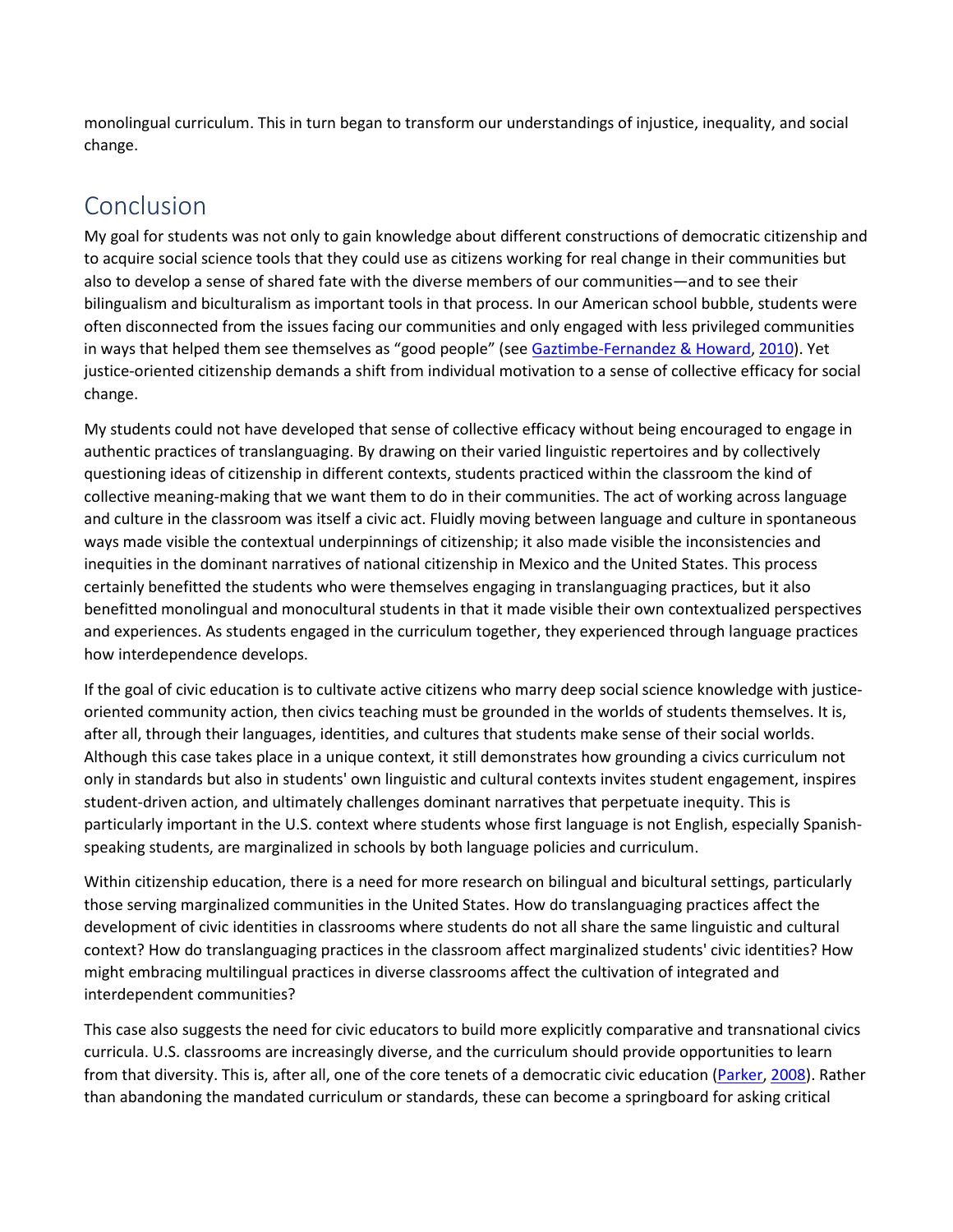monolingual curriculum. This in turn began to transform our understandings of injustice, inequality, and social change.

## Conclusion

My goal for students was not only to gain knowledge about different constructions of democratic citizenship and to acquire social science tools that they could use as citizens working for real change in their communities but also to develop a sense of shared fate with the diverse members of our communities—and to see their bilingualism and biculturalism as important tools in that process. In our American school bubble, students were often disconnected from the issues facing our communities and only engaged with less privileged communities in ways that helped them see themselves as "good people" (see Gaztimbe-Fernandez & Howard, 2010). Yet justice-oriented citizenship demands a shift from individual motivation to a sense of collective efficacy for social change.

My students could not have developed that sense of collective efficacy without being encouraged to engage in authentic practices of translanguaging. By drawing on their varied linguistic repertoires and by collectively questioning ideas of citizenship in different contexts, students practiced within the classroom the kind of collective meaning-making that we want them to do in their communities. The act of working across language and culture in the classroom was itself a civic act. Fluidly moving between language and culture in spontaneous ways made visible the contextual underpinnings of citizenship; it also made visible the inconsistencies and inequities in the dominant narratives of national citizenship in Mexico and the United States. This process certainly benefitted the students who were themselves engaging in translanguaging practices, but it also benefitted monolingual and monocultural students in that it made visible their own contextualized perspectives and experiences. As students engaged in the curriculum together, they experienced through language practices how interdependence develops.

If the goal of civic education is to cultivate active citizens who marry deep social science knowledge with justice-oriented community action, then civics teaching must be grounded in the worlds of students themselves. It is, after all, through their languages, identities, and cultures that students make sense of their social worlds. Although this case takes place in a unique context, it still demonstrates how grounding a civics curriculum not only in standards but also in students' own linguistic and cultural contexts invites student engagement, inspires student-driven action, and ultimately challenges dominant narratives that perpetuate inequity. This is particularly important in the U.S. context where students whose first language is not English, especially Spanish-speaking students, are marginalized in schools by both language policies and curriculum.

Within citizenship education, there is a need for more research on bilingual and bicultural settings, particularly those serving marginalized communities in the United States. How do translanguaging practices affect the development of civic identities in classrooms where students do not all share the same linguistic and cultural context? How do translanguaging practices in the classroom affect marginalized students' civic identities? How might embracing multilingual practices in diverse classrooms affect the cultivation of integrated and interdependent communities?

This case also suggests the need for civic educators to build more explicitly comparative and transnational civics curricula. U.S. classrooms are increasingly diverse, and the curriculum should provide opportunities to learn from that diversity. This is, after all, one of the core tenets of a democratic civic education (Parker, 2008). Rather than abandoning the mandated curriculum or standards, these can become a springboard for asking critical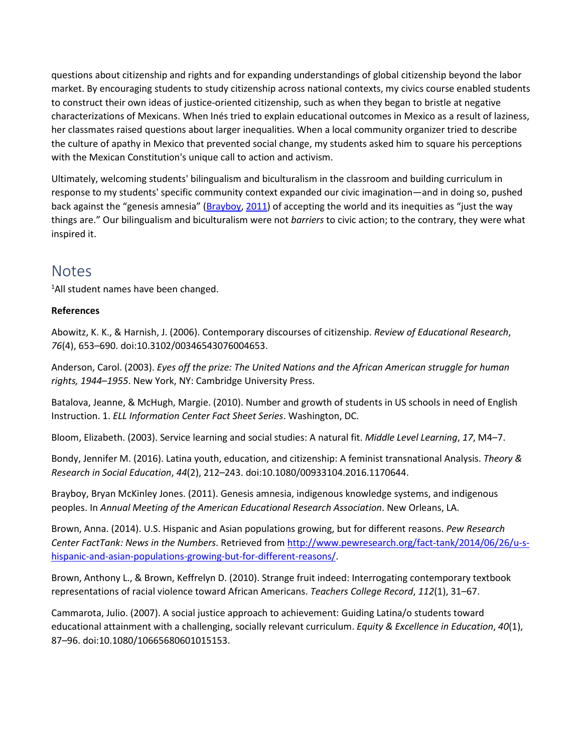questions about citizenship and rights and for expanding understandings of global citizenship beyond the labor market. By encouraging students to study citizenship across national contexts, my civics course enabled students to construct their own ideas of justice-oriented citizenship, such as when they began to bristle at negative characterizations of Mexicans. When Inés tried to explain educational outcomes in Mexico as a result of laziness, her classmates raised questions about larger inequalities. When a local community organizer tried to describe the culture of apathy in Mexico that prevented social change, my students asked him to square his perceptions with the Mexican Constitution's unique call to action and activism.

Ultimately, welcoming students' bilingualism and biculturalism in the classroom and building curriculum in response to my students' specific community context expanded our civic imagination—and in doing so, pushed back against the "genesis amnesia" (Brayboy, 2011) of accepting the world and its inequities as "just the way things are." Our bilingualism and biculturalism were not *barriers* to civic action; to the contrary, they were what inspired it.

## Notes

[1]All student names have been changed.

**References**

Abowitz, K. K., & Harnish, J. (2006). Contemporary discourses of citizenship. *Review of Educational Research*, *76*(4), 653–690. doi:10.3102/00346543076004653.

Anderson, Carol. (2003). *Eyes off the prize: The United Nations and the African American struggle for human rights, 1944–1955*. New York, NY: Cambridge University Press.

Batalova, Jeanne, & McHugh, Margie. (2010). Number and growth of students in US schools in need of English Instruction. 1. *ELL Information Center Fact Sheet Series*. Washington, DC.

Bloom, Elizabeth. (2003). Service learning and social studies: A natural fit. *Middle Level Learning*, *17*, M4–7.

Bondy, Jennifer M. (2016). Latina youth, education, and citizenship: A feminist transnational Analysis. *Theory & Research in Social Education*, *44*(2), 212–243. doi:10.1080/00933104.2016.1170644.

Brayboy, Bryan McKinley Jones. (2011). Genesis amnesia, indigenous knowledge systems, and indigenous peoples. In *Annual Meeting of the American Educational Research Association*. New Orleans, LA.

Brown, Anna. (2014). U.S. Hispanic and Asian populations growing, but for different reasons. *Pew Research Center FactTank: News in the Numbers*. Retrieved from http://www.pewresearch.org/fact-tank/2014/06/26/u-s-hispanic-and-asian-populations-growing-but-for-different-reasons/.

Brown, Anthony L., & Brown, Keffrelyn D. (2010). Strange fruit indeed: Interrogating contemporary textbook representations of racial violence toward African Americans. *Teachers College Record*, *112*(1), 31–67.

Cammarota, Julio. (2007). A social justice approach to achievement: Guiding Latina/o students toward educational attainment with a challenging, socially relevant curriculum. *Equity & Excellence in Education*, *40*(1), 87–96. doi:10.1080/10665680601015153.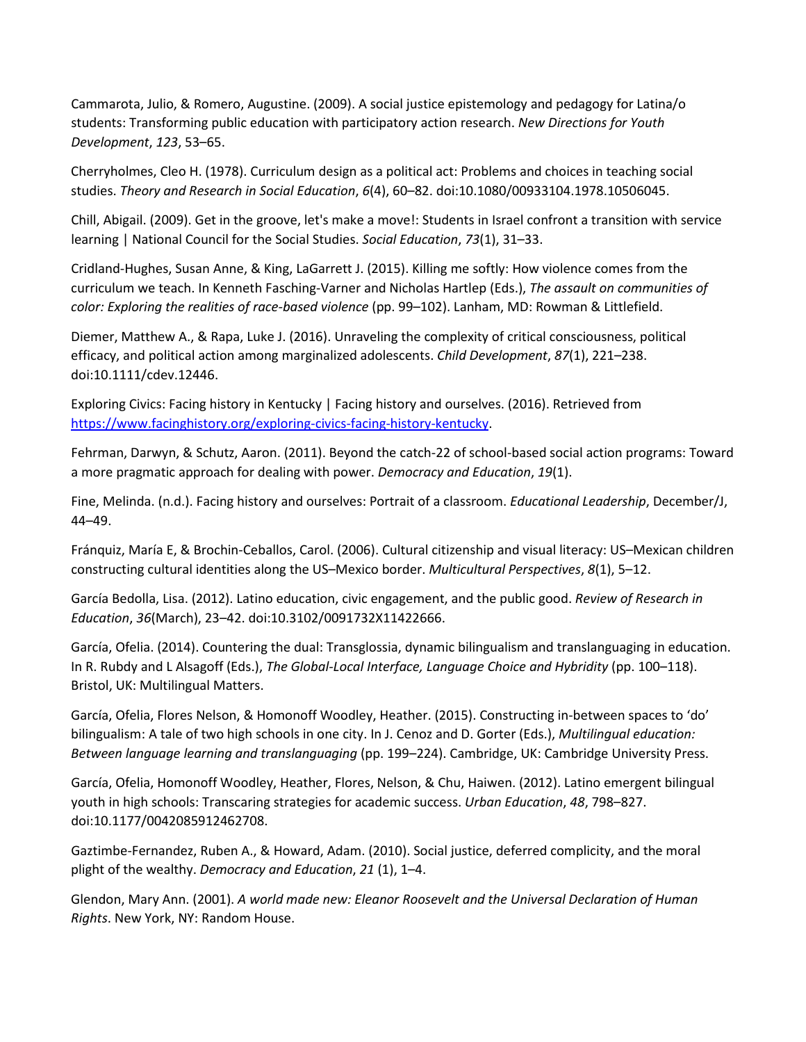Cammarota, Julio, & Romero, Augustine. (2009). A social justice epistemology and pedagogy for Latina/o students: Transforming public education with participatory action research. *New Directions for Youth Development*, *123*, 53–65.

Cherryholmes, Cleo H. (1978). Curriculum design as a political act: Problems and choices in teaching social studies. *Theory and Research in Social Education*, *6*(4), 60–82. doi:10.1080/00933104.1978.10506045.

Chill, Abigail. (2009). Get in the groove, let's make a move!: Students in Israel confront a transition with service learning | National Council for the Social Studies. *Social Education*, *73*(1), 31–33.

Cridland-Hughes, Susan Anne, & King, LaGarrett J. (2015). Killing me softly: How violence comes from the curriculum we teach. In Kenneth Fasching-Varner and Nicholas Hartlep (Eds.), *The assault on communities of color: Exploring the realities of race-based violence* (pp. 99–102). Lanham, MD: Rowman & Littlefield.

Diemer, Matthew A., & Rapa, Luke J. (2016). Unraveling the complexity of critical consciousness, political efficacy, and political action among marginalized adolescents. *Child Development*, *87*(1), 221–238. doi:10.1111/cdev.12446.

Exploring Civics: Facing history in Kentucky | Facing history and ourselves. (2016). Retrieved from [https://www.facinghistory.org/exploring-civics-facing-history-kentucky](https://www.facinghistory.org/exploring-civics-facing-history-kentucky).

Fehrman, Darwyn, & Schutz, Aaron. (2011). Beyond the catch-22 of school-based social action programs: Toward a more pragmatic approach for dealing with power. *Democracy and Education*, *19*(1).

Fine, Melinda. (n.d.). Facing history and ourselves: Portrait of a classroom. *Educational Leadership*, December/J, 44–49.

Fránquiz, María E, & Brochin-Ceballos, Carol. (2006). Cultural citizenship and visual literacy: US–Mexican children constructing cultural identities along the US–Mexico border. *Multicultural Perspectives*, *8*(1), 5–12.

García Bedolla, Lisa. (2012). Latino education, civic engagement, and the public good. *Review of Research in Education*, *36*(March), 23–42. doi:10.3102/0091732X11422666.

García, Ofelia. (2014). Countering the dual: Transglossia, dynamic bilingualism and translanguaging in education. In R. Rubdy and L Alsagoff (Eds.), *The Global-Local Interface, Language Choice and Hybridity* (pp. 100–118). Bristol, UK: Multilingual Matters.

García, Ofelia, Flores Nelson, & Homonoff Woodley, Heather. (2015). Constructing in-between spaces to 'do' bilingualism: A tale of two high schools in one city. In J. Cenoz and D. Gorter (Eds.), *Multilingual education: Between language learning and translanguaging* (pp. 199–224). Cambridge, UK: Cambridge University Press.

García, Ofelia, Homonoff Woodley, Heather, Flores, Nelson, & Chu, Haiwen. (2012). Latino emergent bilingual youth in high schools: Transcaring strategies for academic success. *Urban Education*, *48*, 798–827. doi:10.1177/0042085912462708.

Gaztimbe-Fernandez, Ruben A., & Howard, Adam. (2010). Social justice, deferred complicity, and the moral plight of the wealthy. *Democracy and Education*, *21* (1), 1–4.

Glendon, Mary Ann. (2001). *A world made new: Eleanor Roosevelt and the Universal Declaration of Human Rights*. New York, NY: Random House.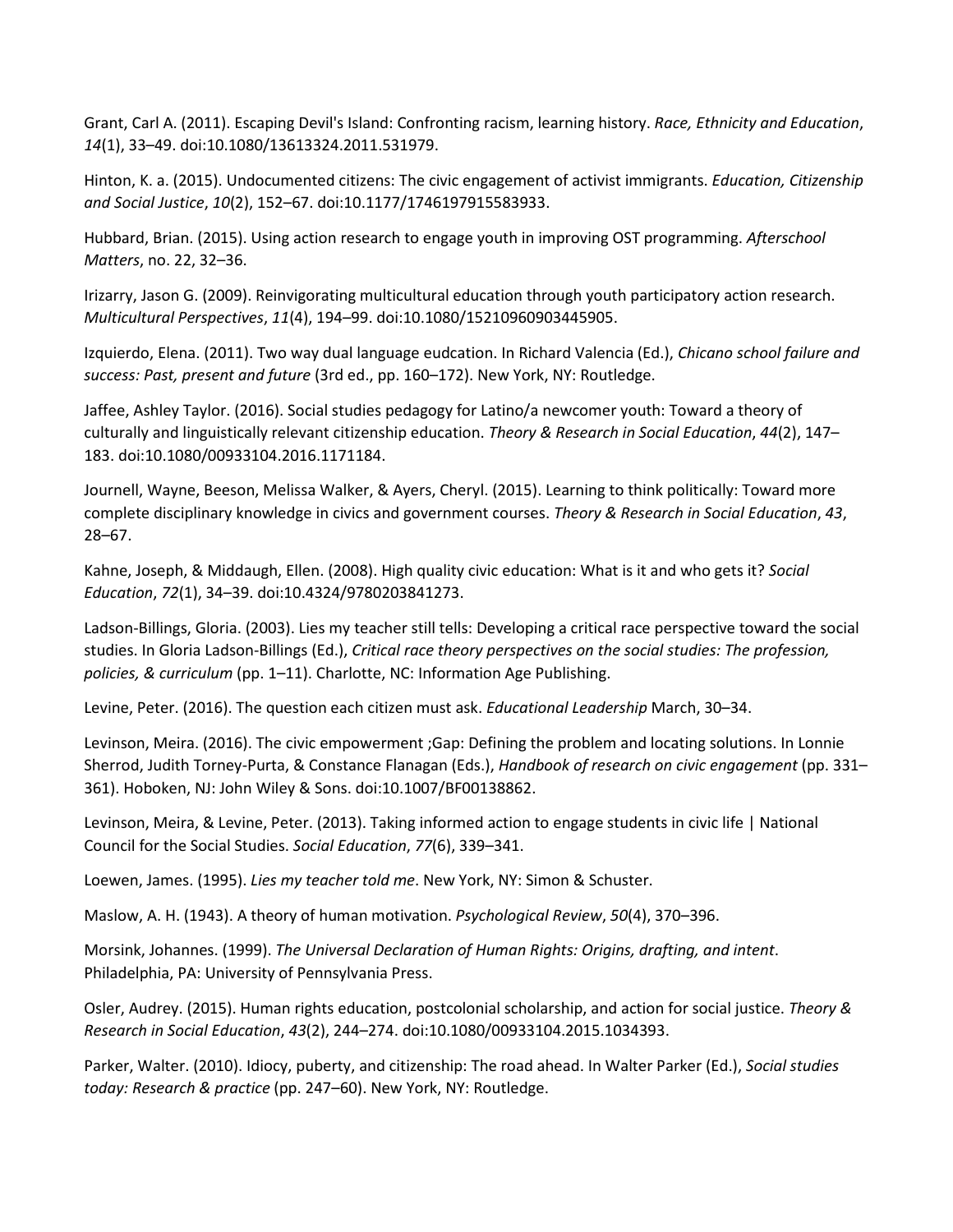Grant, Carl A. (2011). Escaping Devil's Island: Confronting racism, learning history. *Race, Ethnicity and Education*, *14*(1), 33–49. doi:10.1080/13613324.2011.531979.

Hinton, K. a. (2015). Undocumented citizens: The civic engagement of activist immigrants. *Education, Citizenship and Social Justice*, *10*(2), 152–67. doi:10.1177/1746197915583933.

Hubbard, Brian. (2015). Using action research to engage youth in improving OST programming. *Afterschool Matters*, no. 22, 32–36.

Irizarry, Jason G. (2009). Reinvigorating multicultural education through youth participatory action research. *Multicultural Perspectives*, *11*(4), 194–99. doi:10.1080/15210960903445905.

Izquierdo, Elena. (2011). Two way dual language eudcation. In Richard Valencia (Ed.), *Chicano school failure and success: Past, present and future* (3rd ed., pp. 160–172). New York, NY: Routledge.

Jaffee, Ashley Taylor. (2016). Social studies pedagogy for Latino/a newcomer youth: Toward a theory of culturally and linguistically relevant citizenship education. *Theory & Research in Social Education*, *44*(2), 147–183. doi:10.1080/00933104.2016.1171184.

Journell, Wayne, Beeson, Melissa Walker, & Ayers, Cheryl. (2015). Learning to think politically: Toward more complete disciplinary knowledge in civics and government courses. *Theory & Research in Social Education*, *43*, 28–67.

Kahne, Joseph, & Middaugh, Ellen. (2008). High quality civic education: What is it and who gets it? *Social Education*, *72*(1), 34–39. doi:10.4324/9780203841273.

Ladson-Billings, Gloria. (2003). Lies my teacher still tells: Developing a critical race perspective toward the social studies. In Gloria Ladson-Billings (Ed.), *Critical race theory perspectives on the social studies: The profession, policies, & curriculum* (pp. 1–11). Charlotte, NC: Information Age Publishing.

Levine, Peter. (2016). The question each citizen must ask. *Educational Leadership* March, 30–34.

Levinson, Meira. (2016). The civic empowerment ;Gap: Defining the problem and locating solutions. In Lonnie Sherrod, Judith Torney-Purta, & Constance Flanagan (Eds.), *Handbook of research on civic engagement* (pp. 331–361). Hoboken, NJ: John Wiley & Sons. doi:10.1007/BF00138862.

Levinson, Meira, & Levine, Peter. (2013). Taking informed action to engage students in civic life | National Council for the Social Studies. *Social Education*, *77*(6), 339–341.

Loewen, James. (1995). *Lies my teacher told me*. New York, NY: Simon & Schuster.

Maslow, A. H. (1943). A theory of human motivation. *Psychological Review*, *50*(4), 370–396.

Morsink, Johannes. (1999). *The Universal Declaration of Human Rights: Origins, drafting, and intent*. Philadelphia, PA: University of Pennsylvania Press.

Osler, Audrey. (2015). Human rights education, postcolonial scholarship, and action for social justice. *Theory & Research in Social Education*, *43*(2), 244–274. doi:10.1080/00933104.2015.1034393.

Parker, Walter. (2010). Idiocy, puberty, and citizenship: The road ahead. In Walter Parker (Ed.), *Social studies today: Research & practice* (pp. 247–60). New York, NY: Routledge.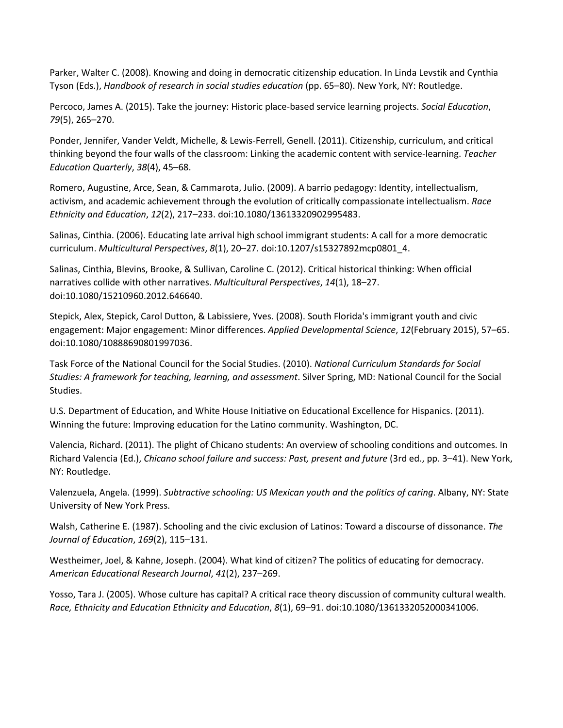Parker, Walter C. (2008). Knowing and doing in democratic citizenship education. In Linda Levstik and Cynthia Tyson (Eds.), *Handbook of research in social studies education* (pp. 65–80). New York, NY: Routledge.

Percoco, James A. (2015). Take the journey: Historic place-based service learning projects. *Social Education*, *79*(5), 265–270.

Ponder, Jennifer, Vander Veldt, Michelle, & Lewis-Ferrell, Genell. (2011). Citizenship, curriculum, and critical thinking beyond the four walls of the classroom: Linking the academic content with service-learning. *Teacher Education Quarterly*, *38*(4), 45–68.

Romero, Augustine, Arce, Sean, & Cammarota, Julio. (2009). A barrio pedagogy: Identity, intellectualism, activism, and academic achievement through the evolution of critically compassionate intellectualism. *Race Ethnicity and Education*, *12*(2), 217–233. doi:10.1080/13613320902995483.

Salinas, Cinthia. (2006). Educating late arrival high school immigrant students: A call for a more democratic curriculum. *Multicultural Perspectives*, *8*(1), 20–27. doi:10.1207/s15327892mcp0801_4.

Salinas, Cinthia, Blevins, Brooke, & Sullivan, Caroline C. (2012). Critical historical thinking: When official narratives collide with other narratives. *Multicultural Perspectives*, *14*(1), 18–27. doi:10.1080/15210960.2012.646640.

Stepick, Alex, Stepick, Carol Dutton, & Labissiere, Yves. (2008). South Florida's immigrant youth and civic engagement: Major engagement: Minor differences. *Applied Developmental Science*, *12*(February 2015), 57–65. doi:10.1080/10888690801997036.

Task Force of the National Council for the Social Studies. (2010). *National Curriculum Standards for Social Studies: A framework for teaching, learning, and assessment*. Silver Spring, MD: National Council for the Social Studies.

U.S. Department of Education, and White House Initiative on Educational Excellence for Hispanics. (2011). Winning the future: Improving education for the Latino community. Washington, DC.

Valencia, Richard. (2011). The plight of Chicano students: An overview of schooling conditions and outcomes. In Richard Valencia (Ed.), *Chicano school failure and success: Past, present and future* (3rd ed., pp. 3–41). New York, NY: Routledge.

Valenzuela, Angela. (1999). *Subtractive schooling: US Mexican youth and the politics of caring*. Albany, NY: State University of New York Press.

Walsh, Catherine E. (1987). Schooling and the civic exclusion of Latinos: Toward a discourse of dissonance. *The Journal of Education*, *169*(2), 115–131.

Westheimer, Joel, & Kahne, Joseph. (2004). What kind of citizen? The politics of educating for democracy. *American Educational Research Journal*, *41*(2), 237–269.

Yosso, Tara J. (2005). Whose culture has capital? A critical race theory discussion of community cultural wealth. *Race, Ethnicity and Education Ethnicity and Education*, *8*(1), 69–91. doi:10.1080/1361332052000341006.